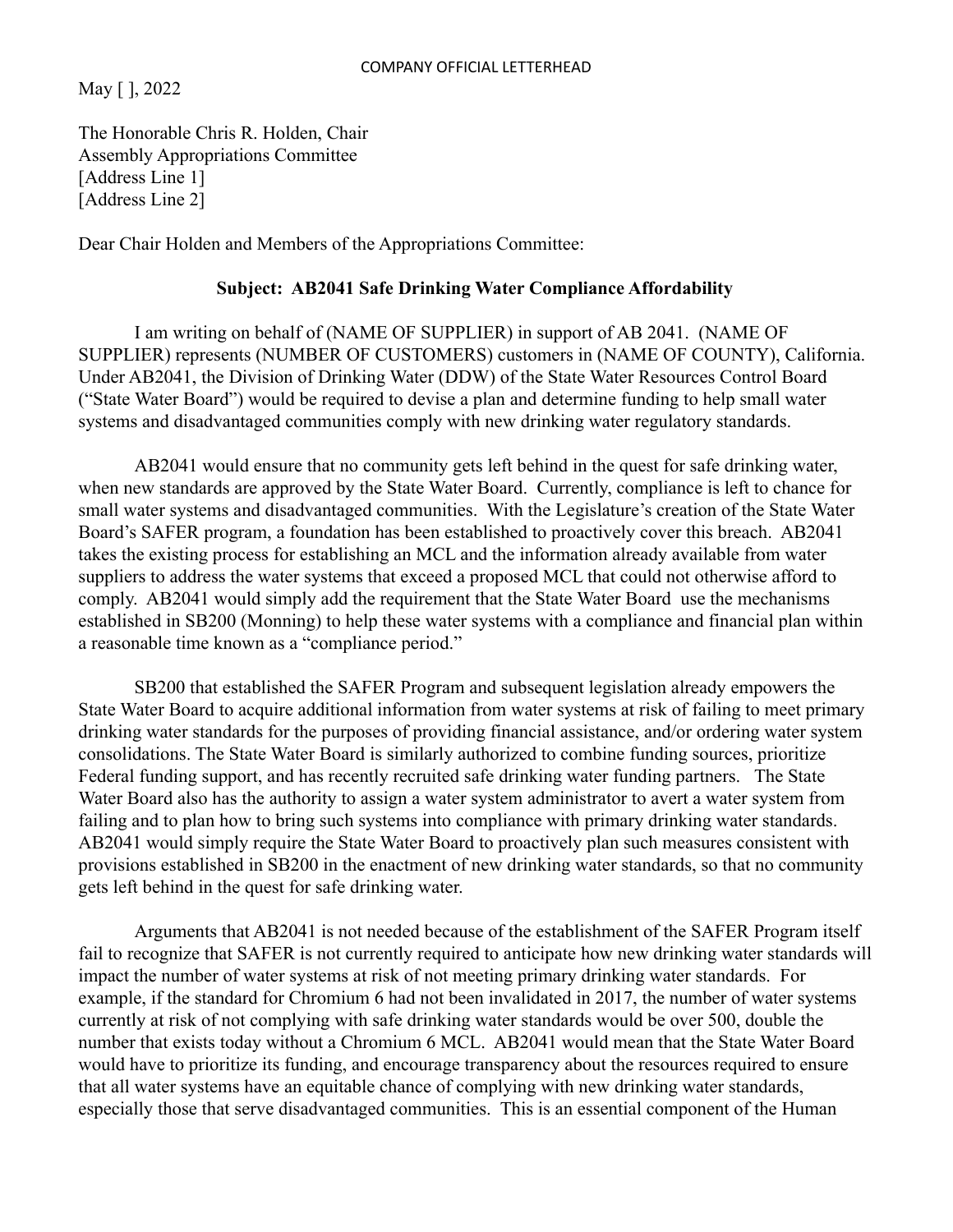COMPANY OFFICIAL LETTERHEAD

May [ ], 2022

The Honorable Chris R. Holden, Chair
Assembly Appropriations Committee
[Address Line 1]
[Address Line 2]

Dear Chair Holden and Members of the Appropriations Committee:

**Subject: AB2041 Safe Drinking Water Compliance Affordability**

I am writing on behalf of (NAME OF SUPPLIER) in support of AB 2041. (NAME OF SUPPLIER) represents (NUMBER OF CUSTOMERS) customers in (NAME OF COUNTY), California. Under AB2041, the Division of Drinking Water (DDW) of the State Water Resources Control Board ("State Water Board") would be required to devise a plan and determine funding to help small water systems and disadvantaged communities comply with new drinking water regulatory standards.

AB2041 would ensure that no community gets left behind in the quest for safe drinking water, when new standards are approved by the State Water Board. Currently, compliance is left to chance for small water systems and disadvantaged communities. With the Legislature's creation of the State Water Board's SAFER program, a foundation has been established to proactively cover this breach. AB2041 takes the existing process for establishing an MCL and the information already available from water suppliers to address the water systems that exceed a proposed MCL that could not otherwise afford to comply. AB2041 would simply add the requirement that the State Water Board use the mechanisms established in SB200 (Monning) to help these water systems with a compliance and financial plan within a reasonable time known as a "compliance period."

SB200 that established the SAFER Program and subsequent legislation already empowers the State Water Board to acquire additional information from water systems at risk of failing to meet primary drinking water standards for the purposes of providing financial assistance, and/or ordering water system consolidations. The State Water Board is similarly authorized to combine funding sources, prioritize Federal funding support, and has recently recruited safe drinking water funding partners. The State Water Board also has the authority to assign a water system administrator to avert a water system from failing and to plan how to bring such systems into compliance with primary drinking water standards. AB2041 would simply require the State Water Board to proactively plan such measures consistent with provisions established in SB200 in the enactment of new drinking water standards, so that no community gets left behind in the quest for safe drinking water.

Arguments that AB2041 is not needed because of the establishment of the SAFER Program itself fail to recognize that SAFER is not currently required to anticipate how new drinking water standards will impact the number of water systems at risk of not meeting primary drinking water standards. For example, if the standard for Chromium 6 had not been invalidated in 2017, the number of water systems currently at risk of not complying with safe drinking water standards would be over 500, double the number that exists today without a Chromium 6 MCL. AB2041 would mean that the State Water Board would have to prioritize its funding, and encourage transparency about the resources required to ensure that all water systems have an equitable chance of complying with new drinking water standards, especially those that serve disadvantaged communities. This is an essential component of the Human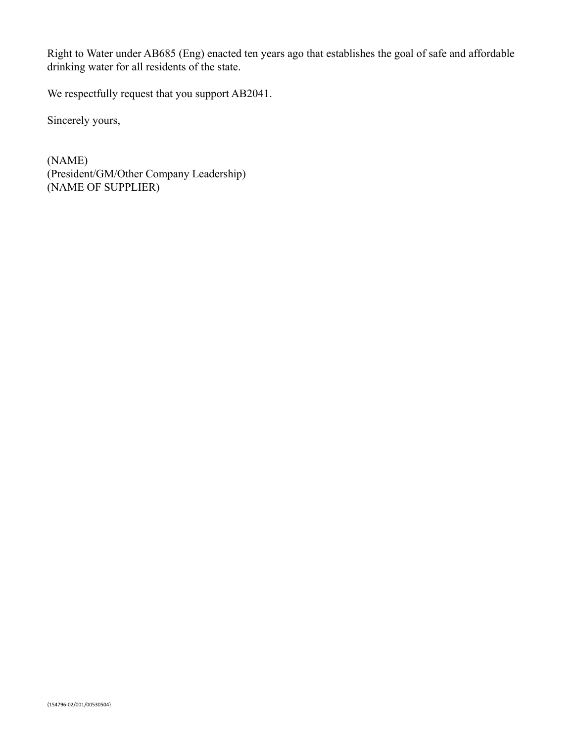Right to Water under AB685 (Eng) enacted ten years ago that establishes the goal of safe and affordable drinking water for all residents of the state.

We respectfully request that you support AB2041.

Sincerely yours,

(NAME)
(President/GM/Other Company Leadership)
(NAME OF SUPPLIER)

{154796-02/001/00530504}